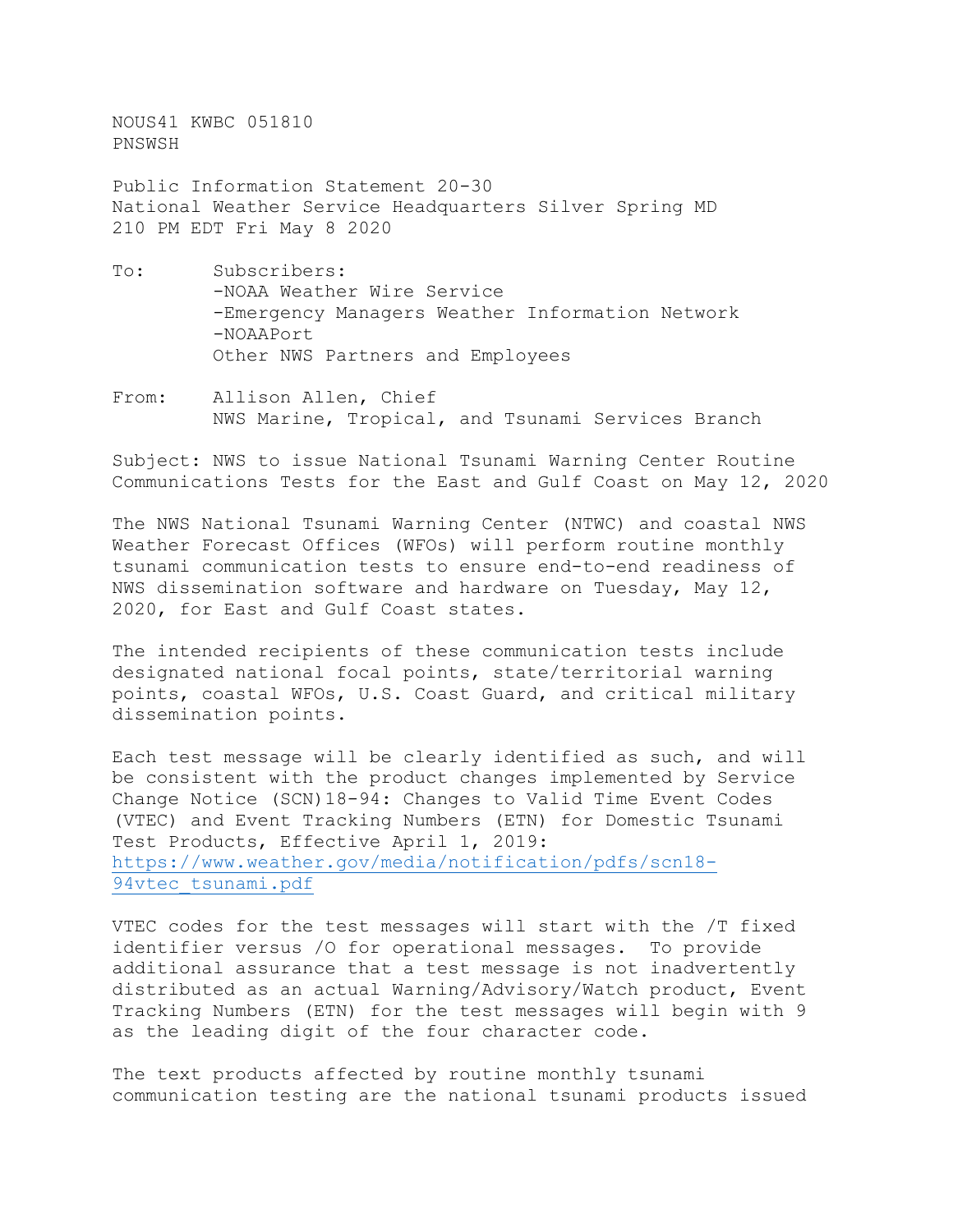NOUS41 KWBC 051810
PNSWSH

Public Information Statement 20-30
National Weather Service Headquarters Silver Spring MD
210 PM EDT Fri May 8 2020

To: Subscribers:
-NOAA Weather Wire Service
-Emergency Managers Weather Information Network
-NOAAPort
Other NWS Partners and Employees

From: Allison Allen, Chief
NWS Marine, Tropical, and Tsunami Services Branch

Subject: NWS to issue National Tsunami Warning Center Routine Communications Tests for the East and Gulf Coast on May 12, 2020

The NWS National Tsunami Warning Center (NTWC) and coastal NWS Weather Forecast Offices (WFOs) will perform routine monthly tsunami communication tests to ensure end-to-end readiness of NWS dissemination software and hardware on Tuesday, May 12, 2020, for East and Gulf Coast states.

The intended recipients of these communication tests include designated national focal points, state/territorial warning points, coastal WFOs, U.S. Coast Guard, and critical military dissemination points.

Each test message will be clearly identified as such, and will be consistent with the product changes implemented by Service Change Notice (SCN)18-94: Changes to Valid Time Event Codes (VTEC) and Event Tracking Numbers (ETN) for Domestic Tsunami Test Products, Effective April 1, 2019:
[https://www.weather.gov/media/notification/pdfs/scn18-94vtec_tsunami.pdf](https://www.weather.gov/media/notification/pdfs/scn18-94vtec_tsunami.pdf)

VTEC codes for the test messages will start with the /T fixed identifier versus /O for operational messages. To provide additional assurance that a test message is not inadvertently distributed as an actual Warning/Advisory/Watch product, Event Tracking Numbers (ETN) for the test messages will begin with 9 as the leading digit of the four character code.

The text products affected by routine monthly tsunami communication testing are the national tsunami products issued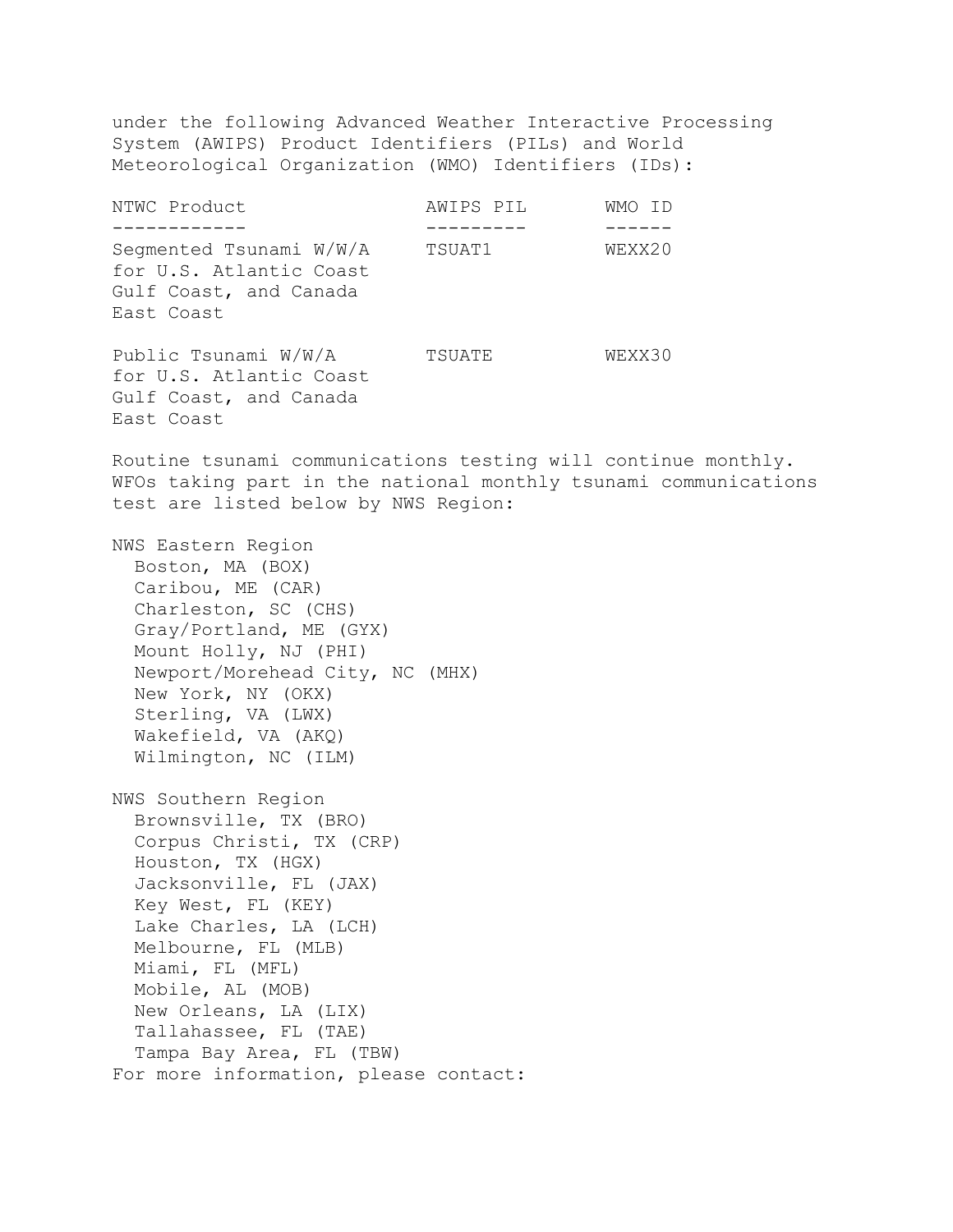under the following Advanced Weather Interactive Processing System (AWIPS) Product Identifiers (PILs) and World Meteorological Organization (WMO) Identifiers (IDs):

| NTWC Product | AWIPS PIL | WMO ID |
|---|---|---|
| Segmented Tsunami W/W/A for U.S. Atlantic Coast Gulf Coast, and Canada East Coast | TSUAT1 | WEXX20 |
| Public Tsunami W/W/A for U.S. Atlantic Coast Gulf Coast, and Canada East Coast | TSUATE | WEXX30 |

Routine tsunami communications testing will continue monthly. WFOs taking part in the national monthly tsunami communications test are listed below by NWS Region:

NWS Eastern Region
- Boston, MA (BOX)
- Caribou, ME (CAR)
- Charleston, SC (CHS)
- Gray/Portland, ME (GYX)
- Mount Holly, NJ (PHI)
- Newport/Morehead City, NC (MHX)
- New York, NY (OKX)
- Sterling, VA (LWX)
- Wakefield, VA (AKQ)
- Wilmington, NC (ILM)

NWS Southern Region
- Brownsville, TX (BRO)
- Corpus Christi, TX (CRP)
- Houston, TX (HGX)
- Jacksonville, FL (JAX)
- Key West, FL (KEY)
- Lake Charles, LA (LCH)
- Melbourne, FL (MLB)
- Miami, FL (MFL)
- Mobile, AL (MOB)
- New Orleans, LA (LIX)
- Tallahassee, FL (TAE)
- Tampa Bay Area, FL (TBW)

For more information, please contact: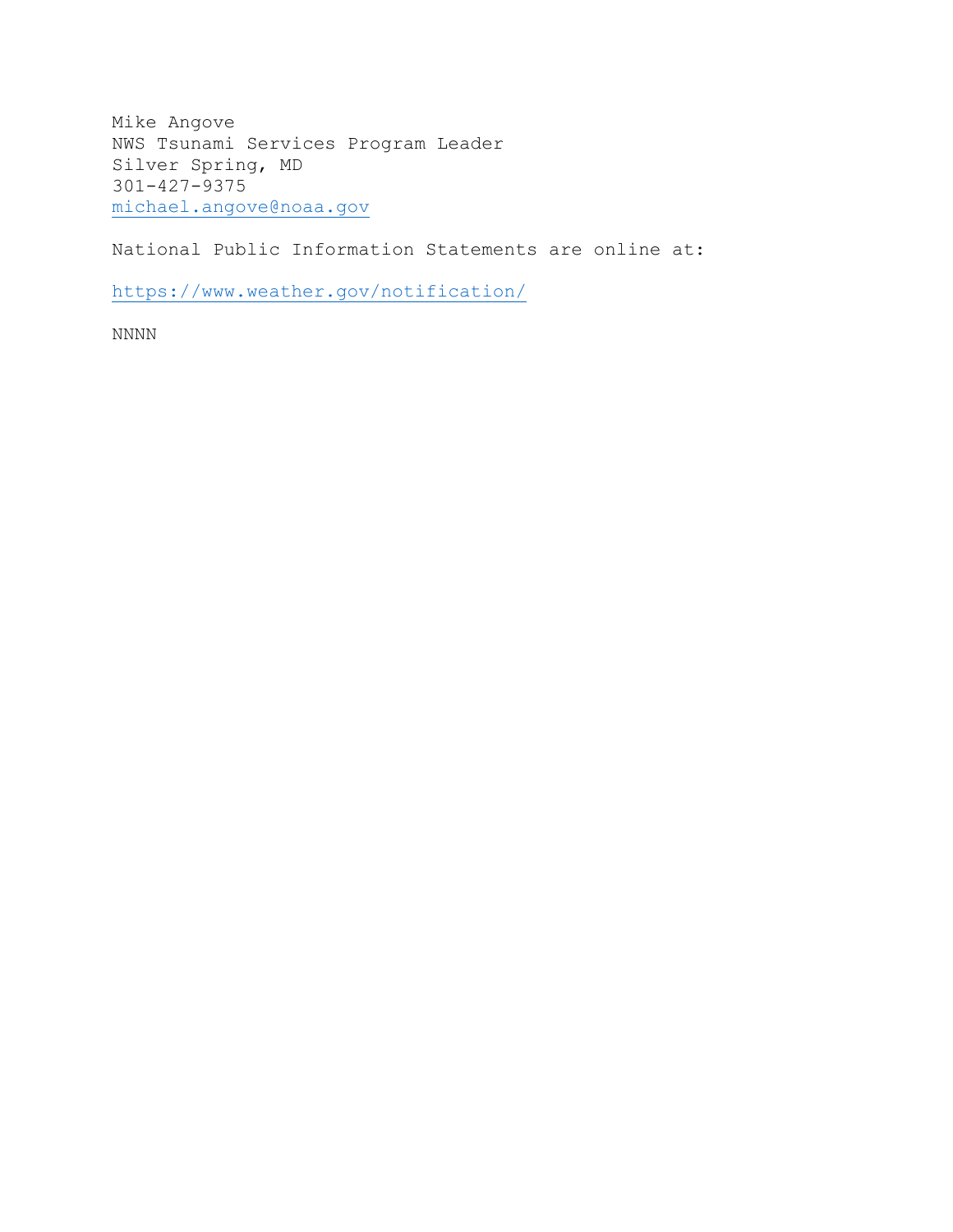Mike Angove
NWS Tsunami Services Program Leader
Silver Spring, MD
301-427-9375
michael.angove@noaa.gov

National Public Information Statements are online at:

https://www.weather.gov/notification/

NNNN